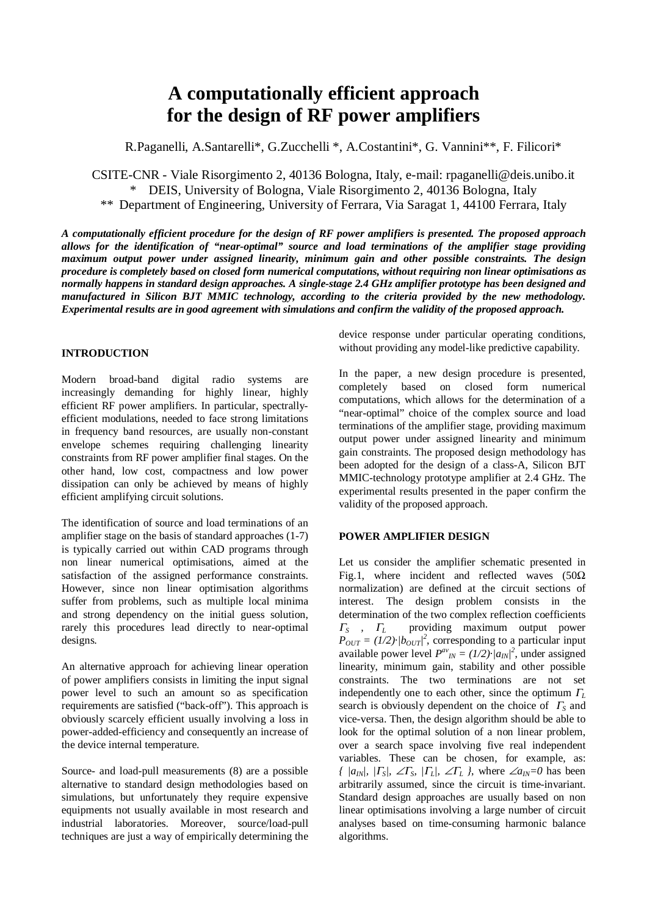# A computationally efficient approach for the design of RF power amplifiers

R.Paganelli, A.Santarelli*, G.Zucchelli *, A.Costantini*, G. Vannini**, F. Filicori*

CSITE-CNR - Viale Risorgimento 2, 40136 Bologna, Italy, e-mail: rpaganelli@deis.unibo.it
\* DEIS, University of Bologna, Viale Risorgimento 2, 40136 Bologna, Italy
\*\* Department of Engineering, University of Ferrara, Via Saragat 1, 44100 Ferrara, Italy

***A computationally efficient procedure for the design of RF power amplifiers is presented. The proposed approach allows for the identification of "near-optimal" source and load terminations of the amplifier stage providing maximum output power under assigned linearity, minimum gain and other possible constraints. The design procedure is completely based on closed form numerical computations, without requiring non linear optimisations as normally happens in standard design approaches. A single-stage 2.4 GHz amplifier prototype has been designed and manufactured in Silicon BJT MMIC technology, according to the criteria provided by the new methodology. Experimental results are in good agreement with simulations and confirm the validity of the proposed approach.***

## INTRODUCTION

Modern broad-band digital radio systems are increasingly demanding for highly linear, highly efficient RF power amplifiers. In particular, spectrally-efficient modulations, needed to face strong limitations in frequency band resources, are usually non-constant envelope schemes requiring challenging linearity constraints from RF power amplifier final stages. On the other hand, low cost, compactness and low power dissipation can only be achieved by means of highly efficient amplifying circuit solutions.

The identification of source and load terminations of an amplifier stage on the basis of standard approaches (1-7) is typically carried out within CAD programs through non linear numerical optimisations, aimed at the satisfaction of the assigned performance constraints. However, since non linear optimisation algorithms suffer from problems, such as multiple local minima and strong dependency on the initial guess solution, rarely this procedures lead directly to near-optimal designs.

An alternative approach for achieving linear operation of power amplifiers consists in limiting the input signal power level to such an amount so as specification requirements are satisfied ("back-off"). This approach is obviously scarcely efficient usually involving a loss in power-added-efficiency and consequently an increase of the device internal temperature.

Source- and load-pull measurements (8) are a possible alternative to standard design methodologies based on simulations, but unfortunately they require expensive equipments not usually available in most research and industrial laboratories. Moreover, source/load-pull techniques are just a way of empirically determining the device response under particular operating conditions, without providing any model-like predictive capability.

In the paper, a new design procedure is presented, completely based on closed form numerical computations, which allows for the determination of a "near-optimal" choice of the complex source and load terminations of the amplifier stage, providing maximum output power under assigned linearity and minimum gain constraints. The proposed design methodology has been adopted for the design of a class-A, Silicon BJT MMIC-technology prototype amplifier at 2.4 GHz. The experimental results presented in the paper confirm the validity of the proposed approach.

## POWER AMPLIFIER DESIGN

Let us consider the amplifier schematic presented in Fig.1, where incident and reflected waves (50Ω normalization) are defined at the circuit sections of interest. The design problem consists in the determination of the two complex reflection coefficients $\Gamma_S$ , $\Gamma_L$ providing maximum output power $P_{OUT} = (1/2)\cdot|b_{OUT}|^2$, corresponding to a particular input available power level $P^{av}_{IN} = (1/2)\cdot|a_{IN}|^2$, under assigned linearity, minimum gain, stability and other possible constraints. The two terminations are not set independently one to each other, since the optimum $\Gamma_L$ search is obviously dependent on the choice of $\Gamma_S$ and vice-versa. Then, the design algorithm should be able to look for the optimal solution of a non linear problem, over a search space involving five real independent variables. These can be chosen, for example, as: $\{ |a_{IN}|, |\Gamma_S|, \angle\Gamma_S, |\Gamma_L|, \angle\Gamma_L \}$, where $\angle a_{IN}=0$ has been arbitrarily assumed, since the circuit is time-invariant. Standard design approaches are usually based on non linear optimisations involving a large number of circuit analyses based on time-consuming harmonic balance algorithms.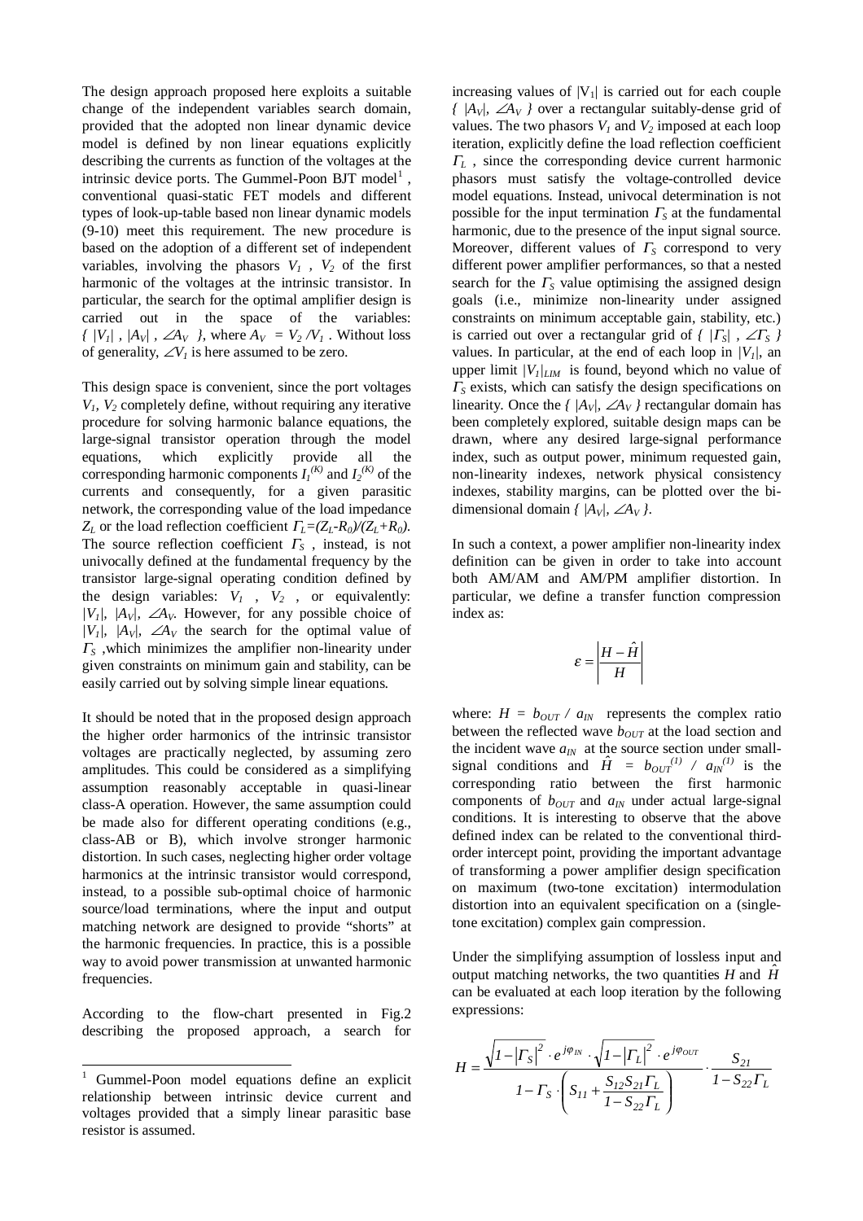The design approach proposed here exploits a suitable change of the independent variables search domain, provided that the adopted non linear dynamic device model is defined by non linear equations explicitly describing the currents as function of the voltages at the intrinsic device ports. The Gummel-Poon BJT model[1], conventional quasi-static FET models and different types of look-up-table based non linear dynamic models (9-10) meet this requirement. The new procedure is based on the adoption of a different set of independent variables, involving the phasors $V_1$ , $V_2$ of the first harmonic of the voltages at the intrinsic transistor. In particular, the search for the optimal amplifier design is carried out in the space of the variables: $\{ |V_1| , |A_V| , \angle A_V \}$, where $A_V = V_2 / V_1$ . Without loss of generality, $\angle V_1$ is here assumed to be zero.

This design space is convenient, since the port voltages $V_1$, $V_2$ completely define, without requiring any iterative procedure for solving harmonic balance equations, the large-signal transistor operation through the model equations, which explicitly provide all the corresponding harmonic components $I_1^{(K)}$ and $I_2^{(K)}$ of the currents and consequently, for a given parasitic network, the corresponding value of the load impedance $Z_L$ or the load reflection coefficient $\Gamma_L=(Z_L-R_0)/(Z_L+R_0)$. The source reflection coefficient $\Gamma_S$ , instead, is not univocally defined at the fundamental frequency by the transistor large-signal operating condition defined by the design variables: $V_1$ , $V_2$ , or equivalently: $|V_1|$, $|A_V|$, $\angle A_V$. However, for any possible choice of $|V_1|$, $|A_V|$, $\angle A_V$ the search for the optimal value of $\Gamma_S$ ,which minimizes the amplifier non-linearity under given constraints on minimum gain and stability, can be easily carried out by solving simple linear equations.

It should be noted that in the proposed design approach the higher order harmonics of the intrinsic transistor voltages are practically neglected, by assuming zero amplitudes. This could be considered as a simplifying assumption reasonably acceptable in quasi-linear class-A operation. However, the same assumption could be made also for different operating conditions (e.g., class-AB or B), which involve stronger harmonic distortion. In such cases, neglecting higher order voltage harmonics at the intrinsic transistor would correspond, instead, to a possible sub-optimal choice of harmonic source/load terminations, where the input and output matching network are designed to provide "shorts" at the harmonic frequencies. In practice, this is a possible way to avoid power transmission at unwanted harmonic frequencies.

According to the flow-chart presented in Fig.2 describing the proposed approach, a search for increasing values of $|V_1|$ is carried out for each couple $\{ |A_V|, \angle A_V \}$ over a rectangular suitably-dense grid of values. The two phasors $V_1$ and $V_2$ imposed at each loop iteration, explicitly define the load reflection coefficient $\Gamma_L$ , since the corresponding device current harmonic phasors must satisfy the voltage-controlled device model equations. Instead, univocal determination is not possible for the input termination $\Gamma_S$ at the fundamental harmonic, due to the presence of the input signal source. Moreover, different values of $\Gamma_S$ correspond to very different power amplifier performances, so that a nested search for the $\Gamma_S$ value optimising the assigned design goals (i.e., minimize non-linearity under assigned constraints on minimum acceptable gain, stability, etc.) is carried out over a rectangular grid of $\{ |\Gamma_S| , \angle \Gamma_S \}$ values. In particular, at the end of each loop in $|V_1|$, an upper limit $|V_1|_{LIM}$ is found, beyond which no value of $\Gamma_S$ exists, which can satisfy the design specifications on linearity. Once the $\{ |A_V|, \angle A_V \}$ rectangular domain has been completely explored, suitable design maps can be drawn, where any desired large-signal performance index, such as output power, minimum requested gain, non-linearity indexes, network physical consistency indexes, stability margins, can be plotted over the bi-dimensional domain $\{ |A_V|, \angle A_V \}$.

In such a context, a power amplifier non-linearity index definition can be given in order to take into account both AM/AM and AM/PM amplifier distortion. In particular, we define a transfer function compression index as:

$$\varepsilon = \left| \frac{H - \hat{H}}{H} \right|$$

where: $H = b_{OUT} / a_{IN}$ represents the complex ratio between the reflected wave $b_{OUT}$ at the load section and the incident wave $a_{IN}$ at the source section under small-signal conditions and $\hat{H} = b_{OUT}^{(1)} / a_{IN}^{(1)}$ is the corresponding ratio between the first harmonic components of $b_{OUT}$ and $a_{IN}$ under actual large-signal conditions. It is interesting to observe that the above defined index can be related to the conventional third-order intercept point, providing the important advantage of transforming a power amplifier design specification on maximum (two-tone excitation) intermodulation distortion into an equivalent specification on a (single-tone excitation) complex gain compression.

Under the simplifying assumption of lossless input and output matching networks, the two quantities $H$ and $\hat{H}$ can be evaluated at each loop iteration by the following expressions:

$$H = \frac{\sqrt{1-|\Gamma_S|^2} \cdot e^{j\varphi_{IN}} \cdot \sqrt{1-|\Gamma_L|^2} \cdot e^{j\varphi_{OUT}}}{1-\Gamma_S \cdot \left( S_{11} + \dfrac{S_{12}S_{21}\Gamma_L}{1-S_{22}\Gamma_L} \right)} \cdot \frac{S_{21}}{1-S_{22}\Gamma_L}$$

[1] Gummel-Poon model equations define an explicit relationship between intrinsic device current and voltages provided that a simply linear parasitic base resistor is assumed.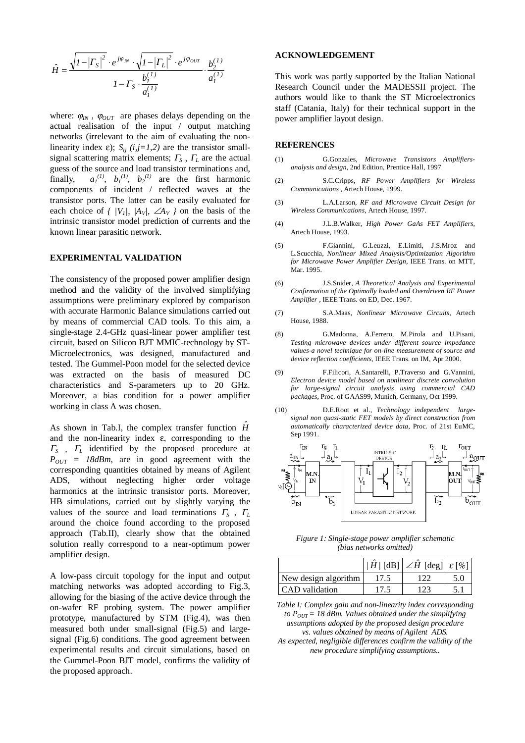$$\hat{H} = \frac{\sqrt{1-|\Gamma_S|^2} \cdot e^{j\varphi_{IN}} \cdot \sqrt{1-|\Gamma_L|^2} \cdot e^{j\varphi_{OUT}}}{1-\Gamma_S \cdot \frac{b_1^{(1)}}{a_1^{(1)}}} \cdot \frac{b_2^{(1)}}{a_1^{(1)}}$$

where: $\varphi_{IN}$, $\varphi_{OUT}$ are phases delays depending on the actual realisation of the input / output matching networks (irrelevant to the aim of evaluating the non-linearity index ε); $S_{ij}$ $(i,j=1,2)$ are the transistor small-signal scattering matrix elements; $\Gamma_S$, $\Gamma_L$ are the actual guess of the source and load transistor terminations and, finally, $a_1^{(1)}$, $b_1^{(1)}$, $b_2^{(1)}$ are the first harmonic components of incident / reflected waves at the transistor ports. The latter can be easily evaluated for each choice of $\{ |V_1|, |A_V|, \angle A_V \}$ on the basis of the intrinsic transistor model prediction of currents and the known linear parasitic network.

## EXPERIMENTAL VALIDATION

The consistency of the proposed power amplifier design method and the validity of the involved simplifying assumptions were preliminary explored by comparison with accurate Harmonic Balance simulations carried out by means of commercial CAD tools. To this aim, a single-stage 2.4-GHz quasi-linear power amplifier test circuit, based on Silicon BJT MMIC-technology by ST-Microelectronics, was designed, manufactured and tested. The Gummel-Poon model for the selected device was extracted on the basis of measured DC characteristics and S-parameters up to 20 GHz. Moreover, a bias condition for a power amplifier working in class A was chosen.

As shown in Tab.I, the complex transfer function $\hat{H}$ and the non-linearity index ε, corresponding to the $\Gamma_S$, $\Gamma_L$ identified by the proposed procedure at $P_{OUT} = 18dBm$, are in good agreement with the corresponding quantities obtained by means of Agilent ADS, without neglecting higher order voltage harmonics at the intrinsic transistor ports. Moreover, HB simulations, carried out by slightly varying the values of the source and load terminations $\Gamma_S$, $\Gamma_L$ around the choice found according to the proposed approach (Tab.II), clearly show that the obtained solution really correspond to a near-optimum power amplifier design.

A low-pass circuit topology for the input and output matching networks was adopted according to Fig.3, allowing for the biasing of the active device through the on-wafer RF probing system. The power amplifier prototype, manufactured by STM (Fig.4), was then measured both under small-signal (Fig.5) and large-signal (Fig.6) conditions. The good agreement between experimental results and circuit simulations, based on the Gummel-Poon BJT model, confirms the validity of the proposed approach.

## ACKNOWLEDGEMENT

This work was partly supported by the Italian National Research Council under the MADESSII project. The authors would like to thank the ST Microelectronics staff (Catania, Italy) for their technical support in the power amplifier layout design.

## REFERENCES

(1) G.Gonzales, *Microwave Transistors Amplifiers-analysis and design*, 2nd Edition, Prentice Hall, 1997

(2) S.C.Cripps, *RF Power Amplifiers for Wireless Communications* , Artech House, 1999.

(3) L.A.Larson, *RF and Microwave Circuit Design for Wireless Communications*, Artech House, 1997.

(4) J.L.B.Walker, *High Power GaAs FET Amplifiers*, Artech House, 1993.

(5) F.Giannini, G.Leuzzi, E.Limiti, J.S.Mroz and L.Scucchia, *Nonlinear Mixed Analysis/Optimization Algorithm for Microwave Power Amplifier Design*, IEEE Trans. on MTT, Mar. 1995.

(6) J.S.Snider, *A Theoretical Analysis and Experimental Confirmation of the Optimally loaded and Overdriven RF Power Amplifier* , IEEE Trans. on ED, Dec. 1967.

(7) S.A.Maas, *Nonlinear Microwave Circuits*, Artech House, 1988.

(8) G.Madonna, A.Ferrero, M.Pirola and U.Pisani, *Testing microwave devices under different source impedance values-a novel technique for on-line measurement of source and device reflection coefficients*, IEEE Trans. on IM, Apr 2000.

(9) F.Filicori, A.Santarelli, P.Traverso and G.Vannini, *Electron device model based on nonlinear discrete convolution for large-signal circuit analysis using commercial CAD packages*, Proc. of GAAS99, Munich, Germany, Oct 1999.

(10) D.E.Root et al., *Technology independent large-signal non quasi-static FET models by direct construction from automatically characterized device data*, Proc. of 21st EuMC, Sep 1991.

*Figure 1: Single-stage power amplifier schematic (bias networks omitted)*

| | $\lvert\hat{H}\rvert$ [dB] | $\angle\hat{H}$ [deg] | $\varepsilon$ [%] |
|---|---|---|---|
| New design algorithm | 17.5 | 122 | 5.0 |
| CAD validation | 17.5 | 123 | 5.1 |

*Table I: Complex gain and non-linearity index corresponding to $P_{OUT}$ = 18 dBm. Values obtained under the simplifying assumptions adopted by the proposed design procedure vs. values obtained by means of Agilent ADS. As expected, negligible differences confirm the validity of the new procedure simplifying assumptions..*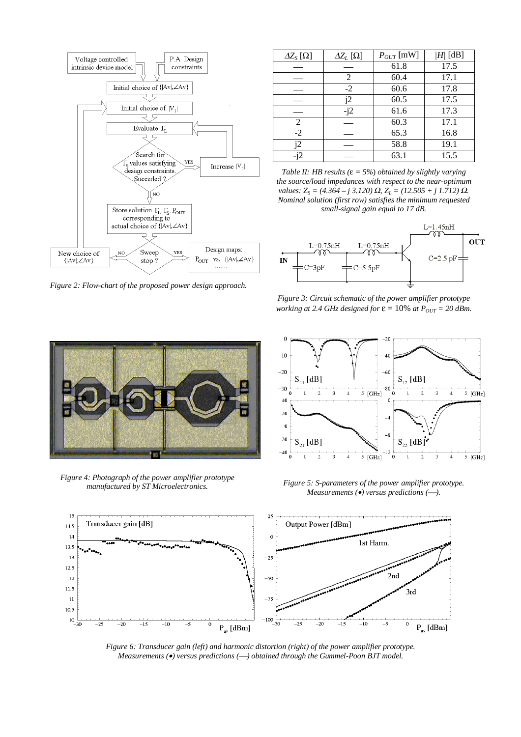Voltage controlled intrinsic device model

P.A. Design constraints

Initial choice of {|Av|,∠Av}

Initial choice of |V1|

Evaluate $\Gamma_L$

Search for $\Gamma_S$ values satisfying design constraints. Succeded ?

YES

Increase |V1|

NO

Store solution $\Gamma_L$, $\Gamma_S$, $P_{OUT}$ corresponding to actual choice of {|Av|,∠Av}

New choice of {|Av|,∠Av}

NO

Sweep stop ?

YES

Design maps: $P_{OUT}$ vs. {|Av|,∠Av} .......

*Figure 2: Flow-chart of the proposed power design approach.*

| $\Delta Z_S$ [Ω] | $\Delta Z_L$ [Ω] | $P_{OUT}$ [mW] | \|H\| [dB] |
|---|---|---|---|
| — | — | 61.8 | 17.5 |
| — | 2 | 60.4 | 17.1 |
| — | -2 | 60.6 | 17.8 |
| — | j2 | 60.5 | 17.5 |
| — | -j2 | 61.6 | 17.3 |
| 2 | — | 60.3 | 17.1 |
| -2 | — | 65.3 | 16.8 |
| j2 | — | 58.8 | 19.1 |
| -j2 | — | 63.1 | 15.5 |

*Table II: HB results ($\varepsilon$ = 5%) obtained by slightly varying the source/load impedances with respect to the near-optimum values: $Z_S$ = (4.364 – j 3.120) Ω, $Z_L$ = (12.505 + j 1.712) Ω. Nominal solution (first row) satisfies the minimum requested small-signal gain equal to 17 dB.*

L=1.45nH

L=0.75nH

L=0.75nH

OUT

IN

C=3pF

C=5.5pF

C=2.5 pF

*Figure 3: Circuit schematic of the power amplifier prototype working at 2.4 GHz designed for $\varepsilon$ = 10% at $P_{OUT}$ = 20 dBm.*

*Figure 4: Photograph of the power amplifier prototype manufactured by ST Microelectronics.*

$S_{11}$ [dB]

$S_{12}$ [dB]

$S_{21}$ [dB]

$S_{22}$ [dB]

[GHz]

*Figure 5: S-parameters of the power amplifier prototype. Measurements (•) versus predictions (—).*

Transducer gain [dB]

$P_{av}$ [dBm]

Output Power [dBm]

1st Harm.

2nd

3rd

$P_{av}$ [dBm]

*Figure 6: Transducer gain (left) and harmonic distortion (right) of the power amplifier prototype. Measurements (•) versus predictions (—) obtained through the Gummel-Poon BJT model.*